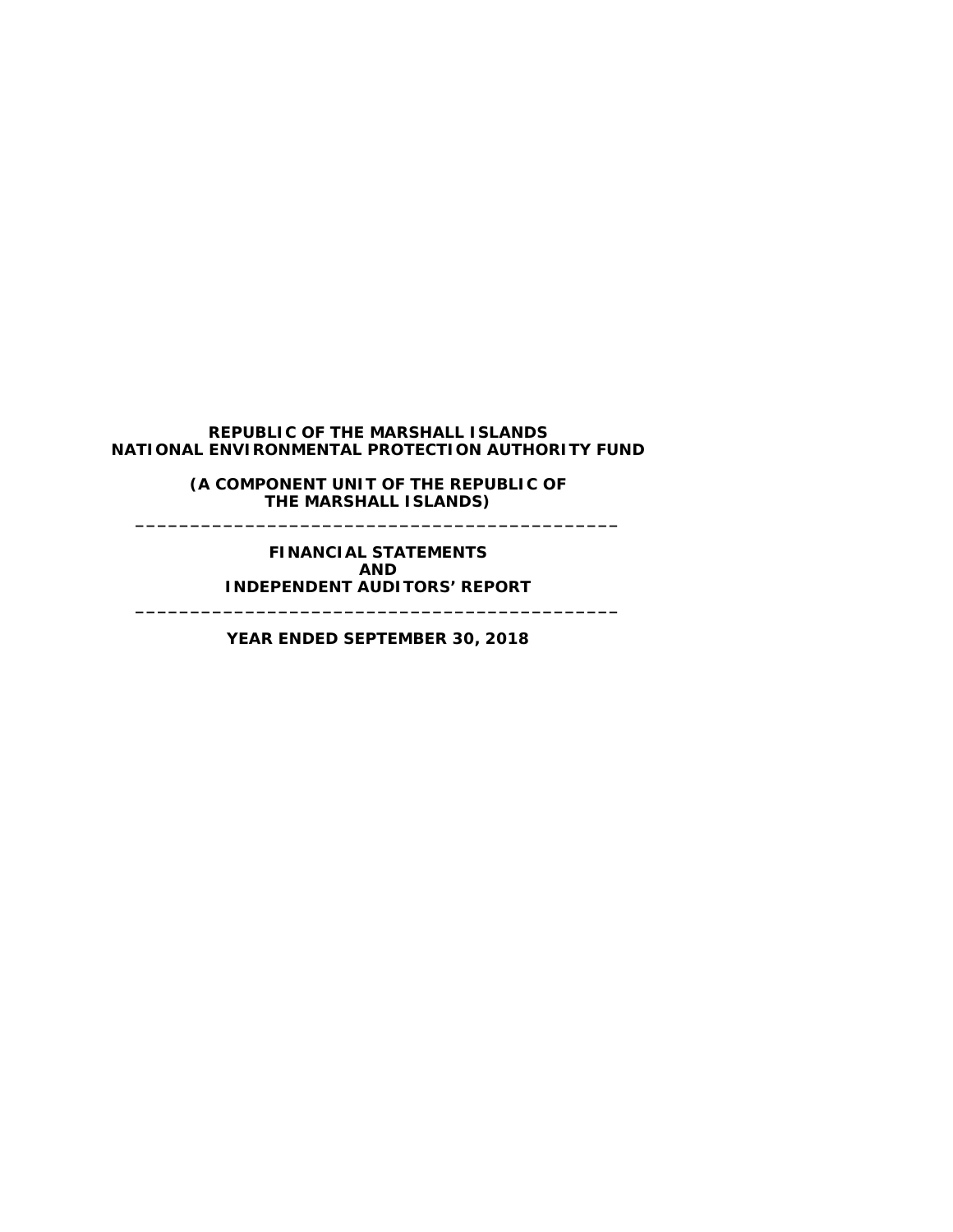# REPUBLIC OF THE MARSHALL ISLANDS
# NATIONAL ENVIRONMENTAL PROTECTION AUTHORITY FUND

**(A COMPONENT UNIT OF THE REPUBLIC OF THE MARSHALL ISLANDS)**

---

**FINANCIAL STATEMENTS**
**AND**
**INDEPENDENT AUDITORS' REPORT**

---

**YEAR ENDED SEPTEMBER 30, 2018**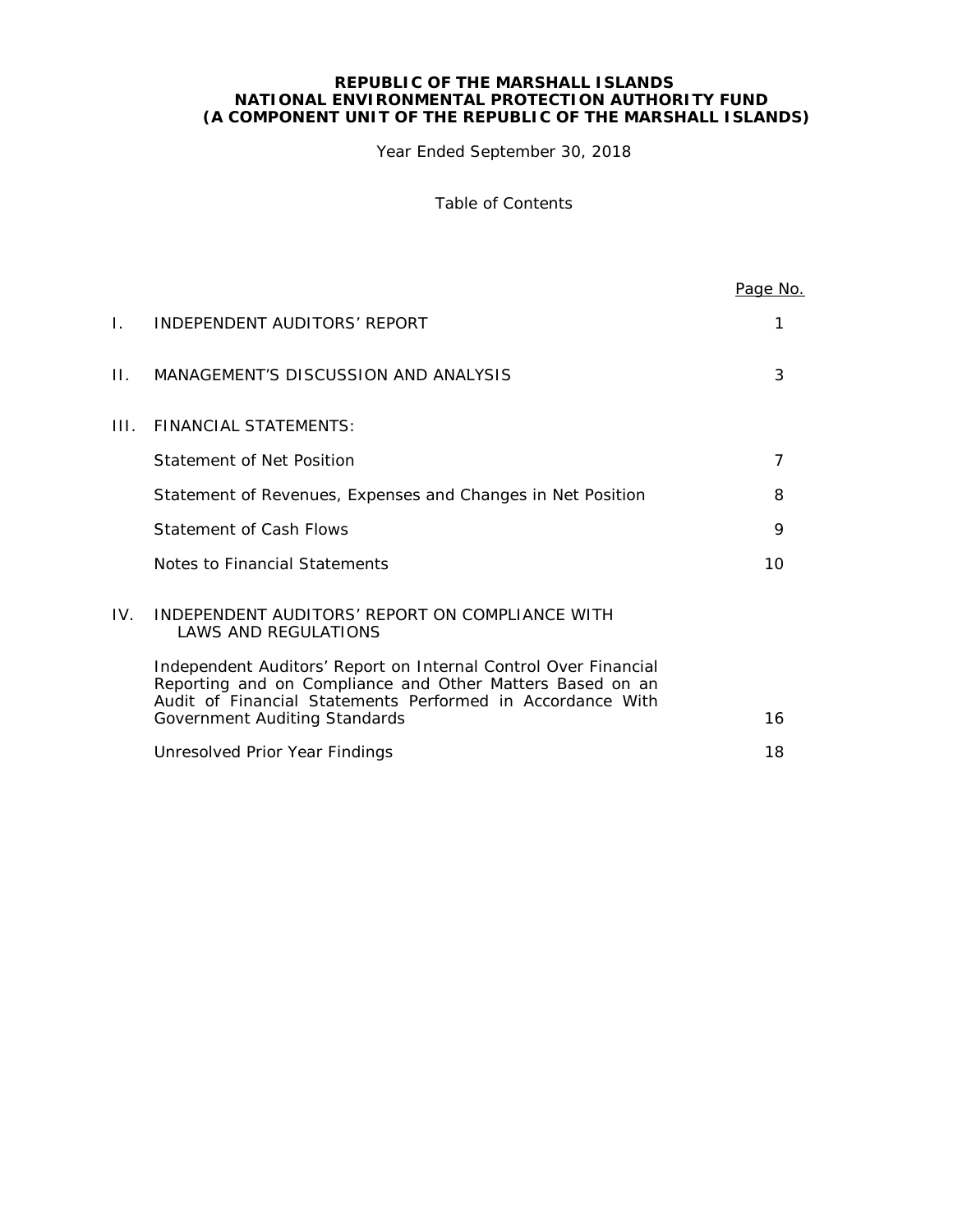**REPUBLIC OF THE MARSHALL ISLANDS**
**NATIONAL ENVIRONMENTAL PROTECTION AUTHORITY FUND**
**(A COMPONENT UNIT OF THE REPUBLIC OF THE MARSHALL ISLANDS)**

Year Ended September 30, 2018

Table of Contents

| | | Page No. |
|---|---|---|
| I. | INDEPENDENT AUDITORS' REPORT | 1 |
| II. | MANAGEMENT'S DISCUSSION AND ANALYSIS | 3 |
| III. | FINANCIAL STATEMENTS: | |
| | Statement of Net Position | 7 |
| | Statement of Revenues, Expenses and Changes in Net Position | 8 |
| | Statement of Cash Flows | 9 |
| | Notes to Financial Statements | 10 |
| IV. | INDEPENDENT AUDITORS' REPORT ON COMPLIANCE WITH LAWS AND REGULATIONS | |
| | Independent Auditors' Report on Internal Control Over Financial Reporting and on Compliance and Other Matters Based on an Audit of Financial Statements Performed in Accordance With Government Auditing Standards | 16 |
| | Unresolved Prior Year Findings | 18 |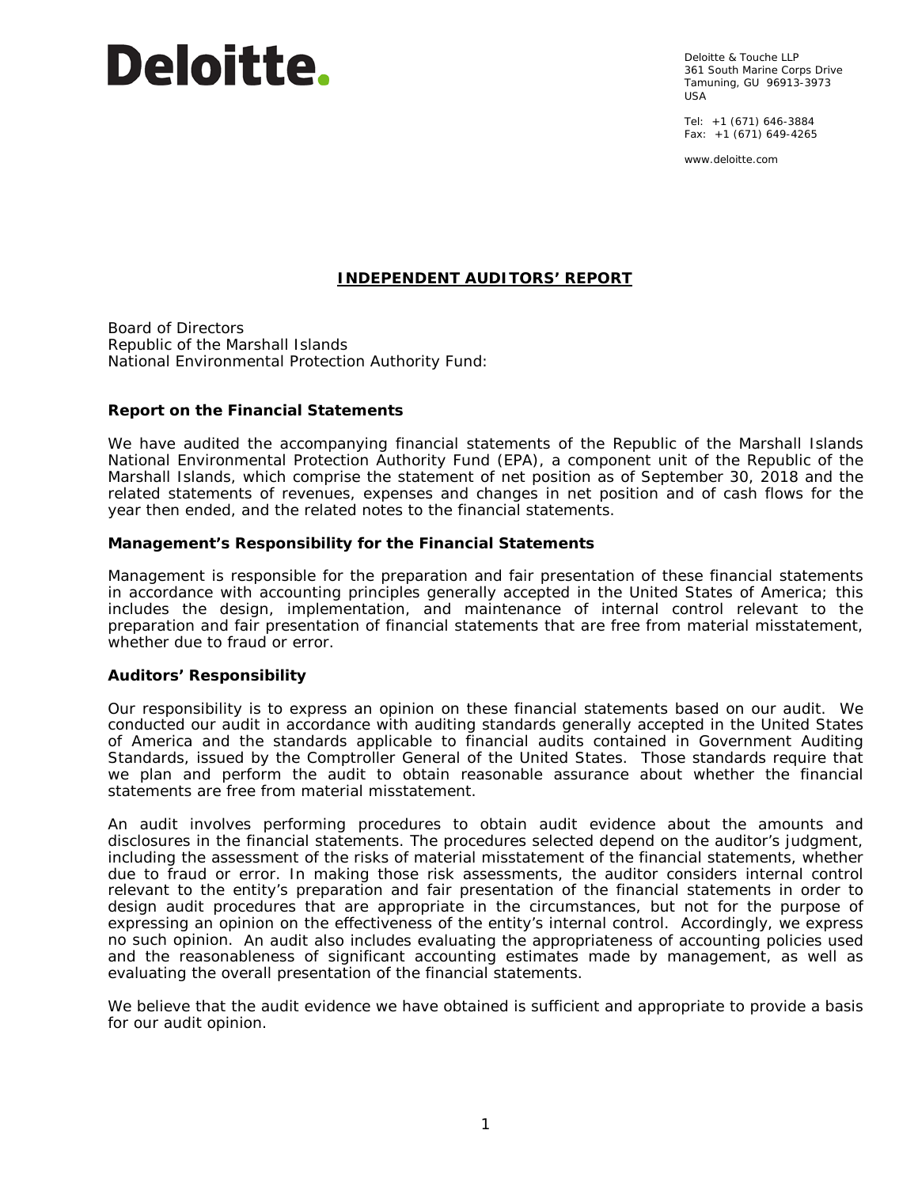Deloitte.

Deloitte & Touche LLP
361 South Marine Corps Drive
Tamuning, GU 96913-3973
USA

Tel: +1 (671) 646-3884
Fax: +1 (671) 649-4265

www.deloitte.com

# INDEPENDENT AUDITORS' REPORT

Board of Directors
Republic of the Marshall Islands
National Environmental Protection Authority Fund:

## Report on the Financial Statements

We have audited the accompanying financial statements of the Republic of the Marshall Islands National Environmental Protection Authority Fund (EPA), a component unit of the Republic of the Marshall Islands, which comprise the statement of net position as of September 30, 2018 and the related statements of revenues, expenses and changes in net position and of cash flows for the year then ended, and the related notes to the financial statements.

## Management's Responsibility for the Financial Statements

Management is responsible for the preparation and fair presentation of these financial statements in accordance with accounting principles generally accepted in the United States of America; this includes the design, implementation, and maintenance of internal control relevant to the preparation and fair presentation of financial statements that are free from material misstatement, whether due to fraud or error.

## Auditors' Responsibility

Our responsibility is to express an opinion on these financial statements based on our audit. We conducted our audit in accordance with auditing standards generally accepted in the United States of America and the standards applicable to financial audits contained in Government Auditing Standards, issued by the Comptroller General of the United States. Those standards require that we plan and perform the audit to obtain reasonable assurance about whether the financial statements are free from material misstatement.

An audit involves performing procedures to obtain audit evidence about the amounts and disclosures in the financial statements. The procedures selected depend on the auditor's judgment, including the assessment of the risks of material misstatement of the financial statements, whether due to fraud or error. In making those risk assessments, the auditor considers internal control relevant to the entity's preparation and fair presentation of the financial statements in order to design audit procedures that are appropriate in the circumstances, but not for the purpose of expressing an opinion on the effectiveness of the entity's internal control. Accordingly, we express no such opinion. An audit also includes evaluating the appropriateness of accounting policies used and the reasonableness of significant accounting estimates made by management, as well as evaluating the overall presentation of the financial statements.

We believe that the audit evidence we have obtained is sufficient and appropriate to provide a basis for our audit opinion.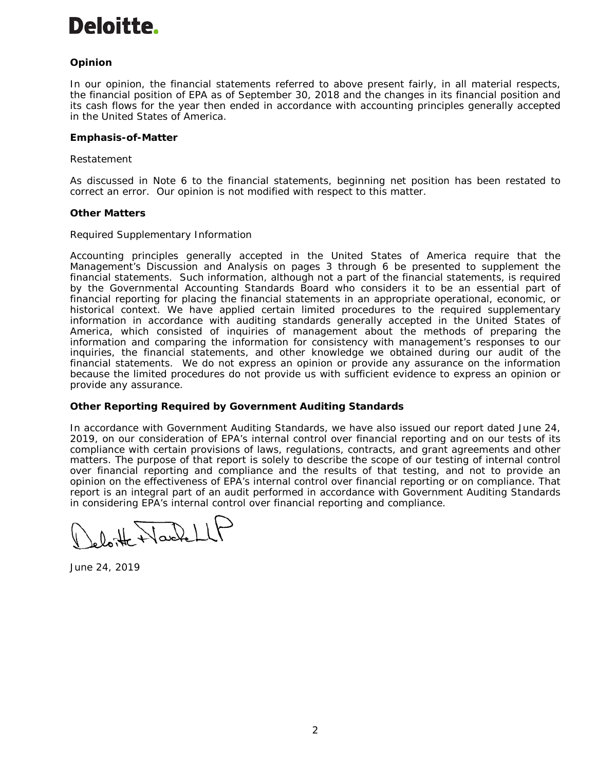Deloitte.

**Opinion**

In our opinion, the financial statements referred to above present fairly, in all material respects, the financial position of EPA as of September 30, 2018 and the changes in its financial position and its cash flows for the year then ended in accordance with accounting principles generally accepted in the United States of America.

**Emphasis-of-Matter**

Restatement

As discussed in Note 6 to the financial statements, beginning net position has been restated to correct an error. Our opinion is not modified with respect to this matter.

**Other Matters**

Required Supplementary Information

Accounting principles generally accepted in the United States of America require that the Management's Discussion and Analysis on pages 3 through 6 be presented to supplement the financial statements. Such information, although not a part of the financial statements, is required by the Governmental Accounting Standards Board who considers it to be an essential part of financial reporting for placing the financial statements in an appropriate operational, economic, or historical context. We have applied certain limited procedures to the required supplementary information in accordance with auditing standards generally accepted in the United States of America, which consisted of inquiries of management about the methods of preparing the information and comparing the information for consistency with management's responses to our inquiries, the financial statements, and other knowledge we obtained during our audit of the financial statements. We do not express an opinion or provide any assurance on the information because the limited procedures do not provide us with sufficient evidence to express an opinion or provide any assurance.

**Other Reporting Required by Government Auditing Standards**

In accordance with Government Auditing Standards, we have also issued our report dated June 24, 2019, on our consideration of EPA's internal control over financial reporting and on our tests of its compliance with certain provisions of laws, regulations, contracts, and grant agreements and other matters. The purpose of that report is solely to describe the scope of our testing of internal control over financial reporting and compliance and the results of that testing, and not to provide an opinion on the effectiveness of EPA's internal control over financial reporting or on compliance. That report is an integral part of an audit performed in accordance with Government Auditing Standards in considering EPA's internal control over financial reporting and compliance.

Deloitte & Touche LLP

June 24, 2019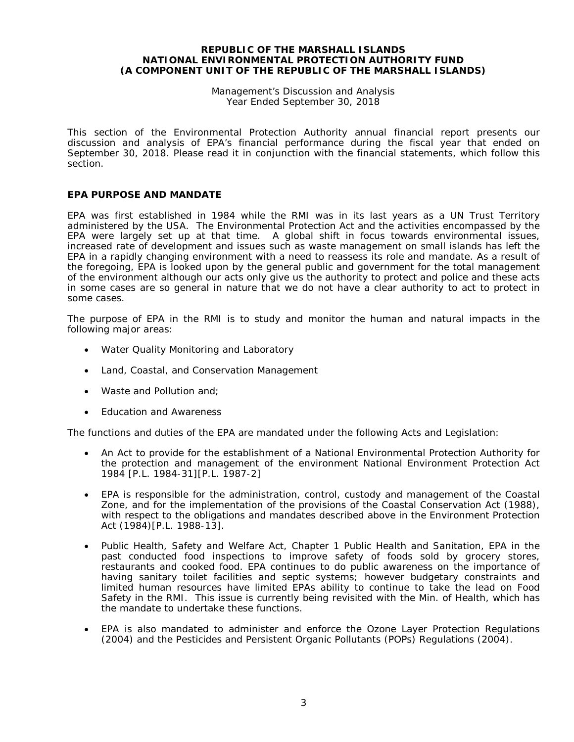**REPUBLIC OF THE MARSHALL ISLANDS**
**NATIONAL ENVIRONMENTAL PROTECTION AUTHORITY FUND**
**(A COMPONENT UNIT OF THE REPUBLIC OF THE MARSHALL ISLANDS)**

Management's Discussion and Analysis
Year Ended September 30, 2018

This section of the Environmental Protection Authority annual financial report presents our discussion and analysis of EPA's financial performance during the fiscal year that ended on September 30, 2018. Please read it in conjunction with the financial statements, which follow this section.

## EPA PURPOSE AND MANDATE

EPA was first established in 1984 while the RMI was in its last years as a UN Trust Territory administered by the USA. The Environmental Protection Act and the activities encompassed by the EPA were largely set up at that time. A global shift in focus towards environmental issues, increased rate of development and issues such as waste management on small islands has left the EPA in a rapidly changing environment with a need to reassess its role and mandate. As a result of the foregoing, EPA is looked upon by the general public and government for the total management of the environment although our acts only give us the authority to protect and police and these acts in some cases are so general in nature that we do not have a clear authority to act to protect in some cases.

The purpose of EPA in the RMI is to study and monitor the human and natural impacts in the following major areas:

- Water Quality Monitoring and Laboratory
- Land, Coastal, and Conservation Management
- Waste and Pollution and;
- Education and Awareness

The functions and duties of the EPA are mandated under the following Acts and Legislation:

- An Act to provide for the establishment of a National Environmental Protection Authority for the protection and management of the environment National Environment Protection Act 1984 [P.L. 1984-31][P.L. 1987-2]
- EPA is responsible for the administration, control, custody and management of the Coastal Zone, and for the implementation of the provisions of the Coastal Conservation Act (1988), with respect to the obligations and mandates described above in the Environment Protection Act (1984)[P.L. 1988-13].
- Public Health, Safety and Welfare Act, Chapter 1 Public Health and Sanitation, EPA in the past conducted food inspections to improve safety of foods sold by grocery stores, restaurants and cooked food. EPA continues to do public awareness on the importance of having sanitary toilet facilities and septic systems; however budgetary constraints and limited human resources have limited EPAs ability to continue to take the lead on Food Safety in the RMI. This issue is currently being revisited with the Min. of Health, which has the mandate to undertake these functions.
- EPA is also mandated to administer and enforce the Ozone Layer Protection Regulations (2004) and the Pesticides and Persistent Organic Pollutants (POPs) Regulations (2004).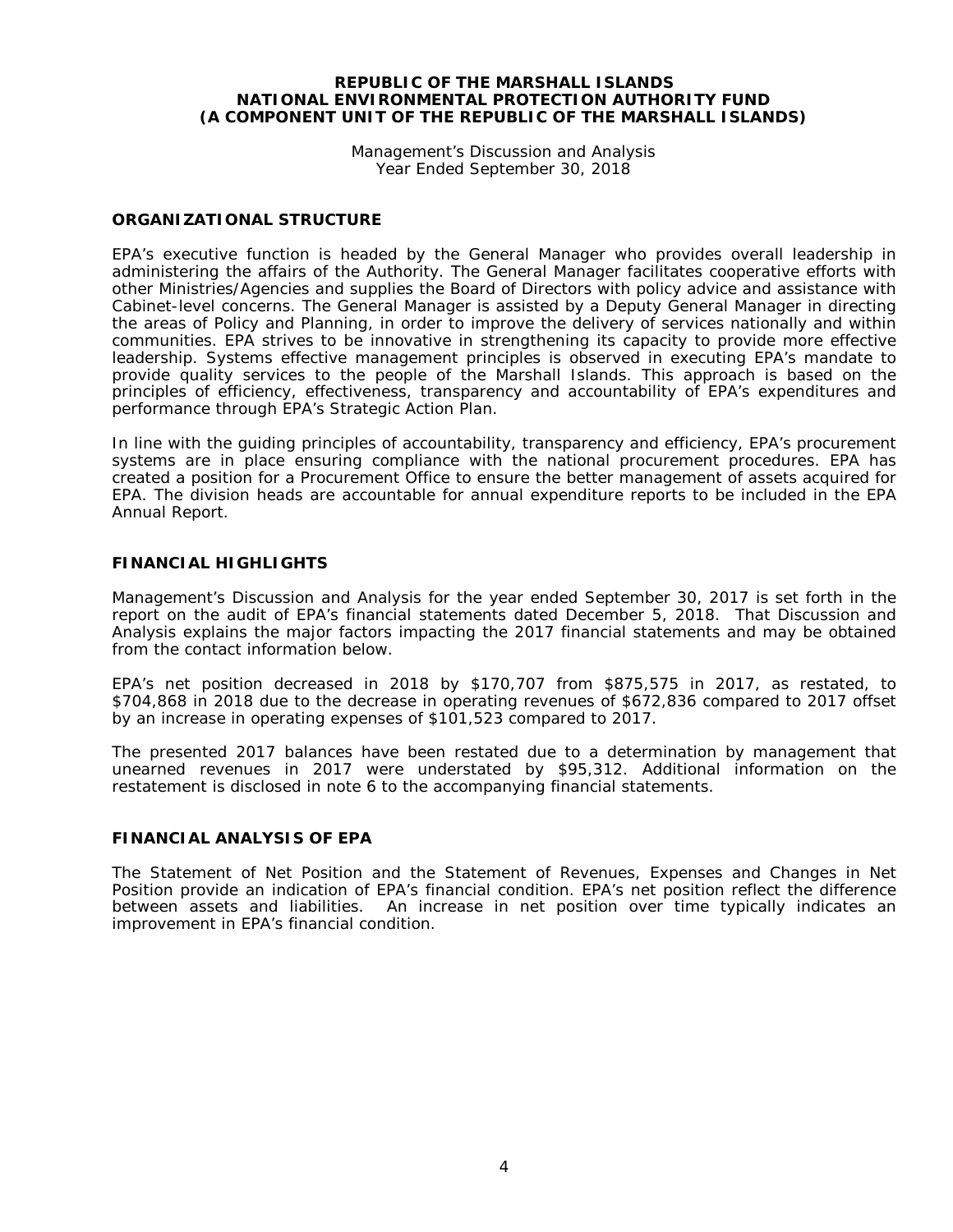**REPUBLIC OF THE MARSHALL ISLANDS**
**NATIONAL ENVIRONMENTAL PROTECTION AUTHORITY FUND**
**(A COMPONENT UNIT OF THE REPUBLIC OF THE MARSHALL ISLANDS)**

Management's Discussion and Analysis
Year Ended September 30, 2018

## ORGANIZATIONAL STRUCTURE

EPA's executive function is headed by the General Manager who provides overall leadership in administering the affairs of the Authority. The General Manager facilitates cooperative efforts with other Ministries/Agencies and supplies the Board of Directors with policy advice and assistance with Cabinet-level concerns. The General Manager is assisted by a Deputy General Manager in directing the areas of Policy and Planning, in order to improve the delivery of services nationally and within communities. EPA strives to be innovative in strengthening its capacity to provide more effective leadership. Systems effective management principles is observed in executing EPA's mandate to provide quality services to the people of the Marshall Islands. This approach is based on the principles of efficiency, effectiveness, transparency and accountability of EPA's expenditures and performance through EPA's Strategic Action Plan.

In line with the guiding principles of accountability, transparency and efficiency, EPA's procurement systems are in place ensuring compliance with the national procurement procedures. EPA has created a position for a Procurement Office to ensure the better management of assets acquired for EPA. The division heads are accountable for annual expenditure reports to be included in the EPA Annual Report.

## FINANCIAL HIGHLIGHTS

Management's Discussion and Analysis for the year ended September 30, 2017 is set forth in the report on the audit of EPA's financial statements dated December 5, 2018. That Discussion and Analysis explains the major factors impacting the 2017 financial statements and may be obtained from the contact information below.

EPA's net position decreased in 2018 by $170,707 from $875,575 in 2017, as restated, to $704,868 in 2018 due to the decrease in operating revenues of $672,836 compared to 2017 offset by an increase in operating expenses of $101,523 compared to 2017.

The presented 2017 balances have been restated due to a determination by management that unearned revenues in 2017 were understated by $95,312. Additional information on the restatement is disclosed in note 6 to the accompanying financial statements.

## FINANCIAL ANALYSIS OF EPA

The Statement of Net Position and the Statement of Revenues, Expenses and Changes in Net Position provide an indication of EPA's financial condition. EPA's net position reflect the difference between assets and liabilities. An increase in net position over time typically indicates an improvement in EPA's financial condition.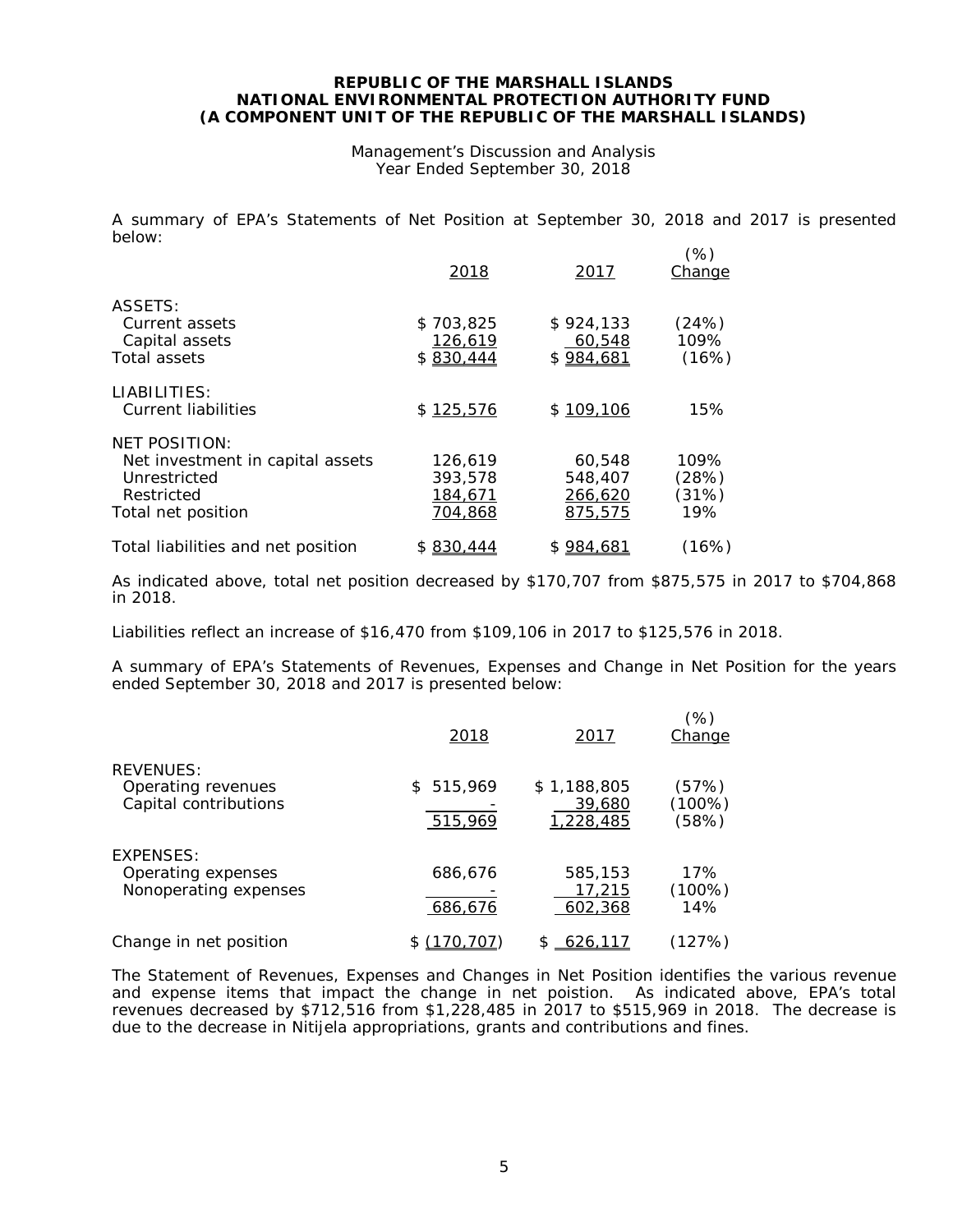**REPUBLIC OF THE MARSHALL ISLANDS**
**NATIONAL ENVIRONMENTAL PROTECTION AUTHORITY FUND**
**(A COMPONENT UNIT OF THE REPUBLIC OF THE MARSHALL ISLANDS)**

Management's Discussion and Analysis
Year Ended September 30, 2018

A summary of EPA's Statements of Net Position at September 30, 2018 and 2017 is presented below:

| | 2018 | 2017 | (%) Change |
|---|---|---|---|
| ASSETS: | | | |
| Current assets | $ 703,825 | $ 924,133 | (24%) |
| Capital assets | 126,619 | 60,548 | 109% |
| Total assets | $ 830,444 | $ 984,681 | (16%) |
| LIABILITIES: | | | |
| Current liabilities | $ 125,576 | $ 109,106 | 15% |
| NET POSITION: | | | |
| Net investment in capital assets | 126,619 | 60,548 | 109% |
| Unrestricted | 393,578 | 548,407 | (28%) |
| Restricted | 184,671 | 266,620 | (31%) |
| Total net position | 704,868 | 875,575 | 19% |
| Total liabilities and net position | $ 830,444 | $ 984,681 | (16%) |

As indicated above, total net position decreased by $170,707 from $875,575 in 2017 to $704,868 in 2018.

Liabilities reflect an increase of $16,470 from $109,106 in 2017 to $125,576 in 2018.

A summary of EPA's Statements of Revenues, Expenses and Change in Net Position for the years ended September 30, 2018 and 2017 is presented below:

| | 2018 | 2017 | (%) Change |
|---|---|---|---|
| REVENUES: | | | |
| Operating revenues | $ 515,969 | $ 1,188,805 | (57%) |
| Capital contributions | - | 39,680 | (100%) |
| | 515,969 | 1,228,485 | (58%) |
| EXPENSES: | | | |
| Operating expenses | 686,676 | 585,153 | 17% |
| Nonoperating expenses | - | 17,215 | (100%) |
| | 686,676 | 602,368 | 14% |
| Change in net position | $ (170,707) | $ 626,117 | (127%) |

The Statement of Revenues, Expenses and Changes in Net Position identifies the various revenue and expense items that impact the change in net poistion. As indicated above, EPA's total revenues decreased by $712,516 from $1,228,485 in 2017 to $515,969 in 2018. The decrease is due to the decrease in Nitijela appropriations, grants and contributions and fines.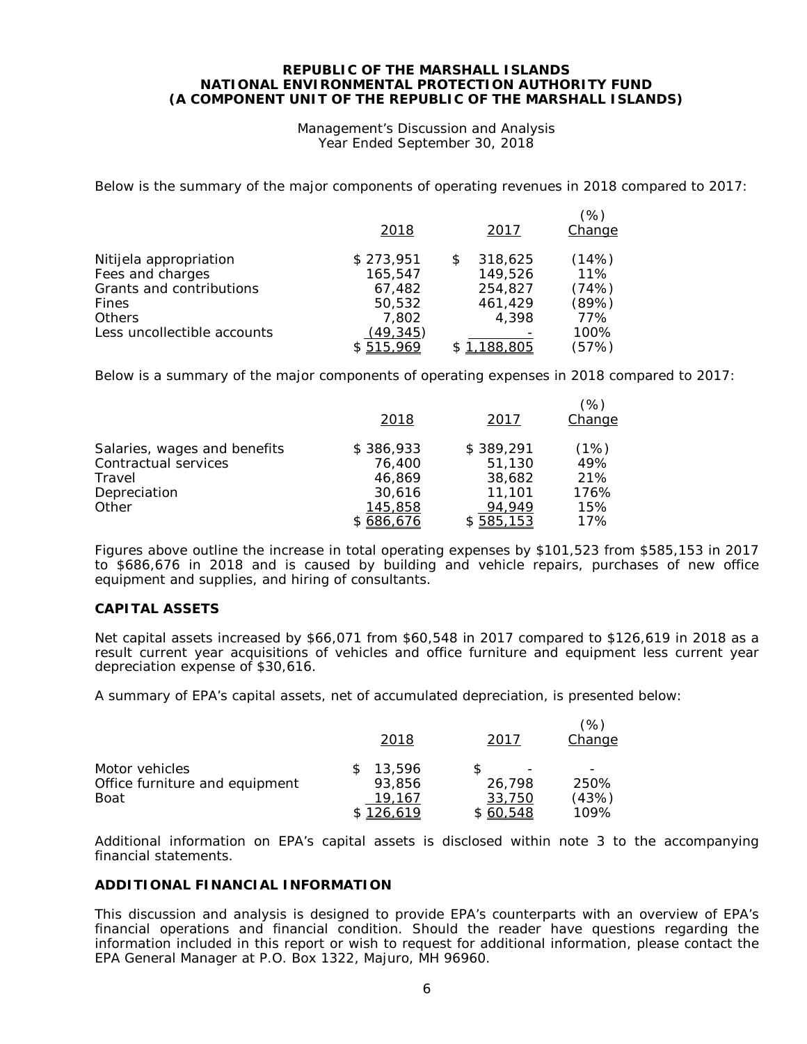# REPUBLIC OF THE MARSHALL ISLANDS
# NATIONAL ENVIRONMENTAL PROTECTION AUTHORITY FUND
# (A COMPONENT UNIT OF THE REPUBLIC OF THE MARSHALL ISLANDS)

Management's Discussion and Analysis
Year Ended September 30, 2018

Below is the summary of the major components of operating revenues in 2018 compared to 2017:

| | 2018 | 2017 | (%) Change |
|---|---|---|---|
| Nitijela appropriation | $ 273,951 | $ 318,625 | (14%) |
| Fees and charges | 165,547 | 149,526 | 11% |
| Grants and contributions | 67,482 | 254,827 | (74%) |
| Fines | 50,532 | 461,429 | (89%) |
| Others | 7,802 | 4,398 | 77% |
| Less uncollectible accounts | (49,345) | - | 100% |
| | $ 515,969 | $ 1,188,805 | (57%) |

Below is a summary of the major components of operating expenses in 2018 compared to 2017:

| | 2018 | 2017 | (%) Change |
|---|---|---|---|
| Salaries, wages and benefits | $ 386,933 | $ 389,291 | (1%) |
| Contractual services | 76,400 | 51,130 | 49% |
| Travel | 46,869 | 38,682 | 21% |
| Depreciation | 30,616 | 11,101 | 176% |
| Other | 145,858 | 94,949 | 15% |
| | $ 686,676 | $ 585,153 | 17% |

Figures above outline the increase in total operating expenses by $101,523 from $585,153 in 2017 to $686,676 in 2018 and is caused by building and vehicle repairs, purchases of new office equipment and supplies, and hiring of consultants.

## CAPITAL ASSETS

Net capital assets increased by $66,071 from $60,548 in 2017 compared to $126,619 in 2018 as a result current year acquisitions of vehicles and office furniture and equipment less current year depreciation expense of $30,616.

A summary of EPA's capital assets, net of accumulated depreciation, is presented below:

| | 2018 | 2017 | (%) Change |
|---|---|---|---|
| Motor vehicles | $ 13,596 | $ - | - |
| Office furniture and equipment | 93,856 | 26,798 | 250% |
| Boat | 19,167 | 33,750 | (43%) |
| | $ 126,619 | $ 60,548 | 109% |

Additional information on EPA's capital assets is disclosed within note 3 to the accompanying financial statements.

## ADDITIONAL FINANCIAL INFORMATION

This discussion and analysis is designed to provide EPA's counterparts with an overview of EPA's financial operations and financial condition. Should the reader have questions regarding the information included in this report or wish to request for additional information, please contact the EPA General Manager at P.O. Box 1322, Majuro, MH 96960.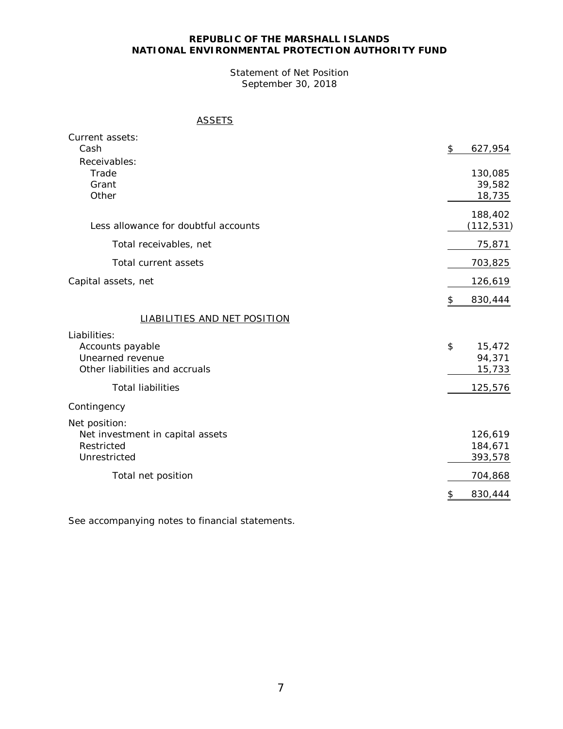**REPUBLIC OF THE MARSHALL ISLANDS**
**NATIONAL ENVIRONMENTAL PROTECTION AUTHORITY FUND**

Statement of Net Position
September 30, 2018

| ASSETS | |
|---|---|
| Current assets: | |
| Cash | $ 627,954 |
| Receivables: | |
| Trade | 130,085 |
| Grant | 39,582 |
| Other | 18,735 |
| | 188,402 |
| Less allowance for doubtful accounts | (112,531) |
| Total receivables, net | 75,871 |
| Total current assets | 703,825 |
| Capital assets, net | 126,619 |
| | $ 830,444 |
| **LIABILITIES AND NET POSITION** | |
| Liabilities: | |
| Accounts payable | $ 15,472 |
| Unearned revenue | 94,371 |
| Other liabilities and accruals | 15,733 |
| Total liabilities | 125,576 |
| Contingency | |
| Net position: | |
| Net investment in capital assets | 126,619 |
| Restricted | 184,671 |
| Unrestricted | 393,578 |
| Total net position | 704,868 |
| | $ 830,444 |

See accompanying notes to financial statements.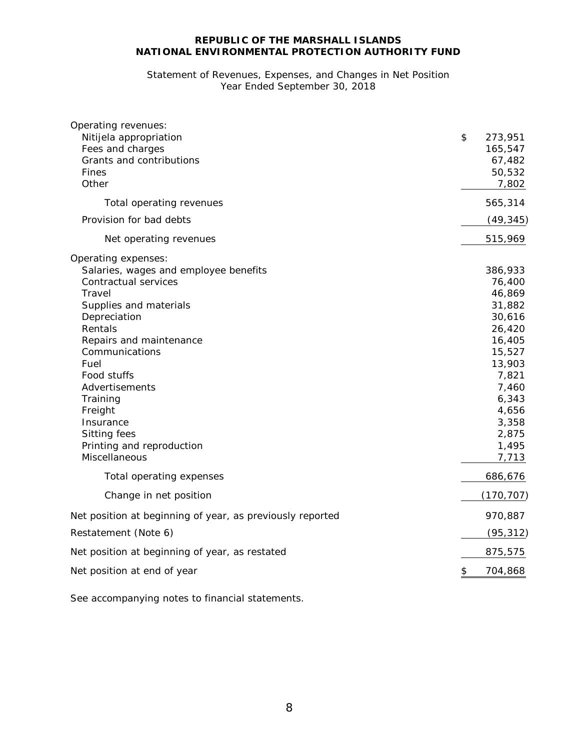**REPUBLIC OF THE MARSHALL ISLANDS**
**NATIONAL ENVIRONMENTAL PROTECTION AUTHORITY FUND**

Statement of Revenues, Expenses, and Changes in Net Position
Year Ended September 30, 2018

| | |
|---|---|
| Operating revenues: | |
| Nitijela appropriation | $ 273,951 |
| Fees and charges | 165,547 |
| Grants and contributions | 67,482 |
| Fines | 50,532 |
| Other | 7,802 |
| Total operating revenues | 565,314 |
| Provision for bad debts | (49,345) |
| Net operating revenues | 515,969 |
| Operating expenses: | |
| Salaries, wages and employee benefits | 386,933 |
| Contractual services | 76,400 |
| Travel | 46,869 |
| Supplies and materials | 31,882 |
| Depreciation | 30,616 |
| Rentals | 26,420 |
| Repairs and maintenance | 16,405 |
| Communications | 15,527 |
| Fuel | 13,903 |
| Food stuffs | 7,821 |
| Advertisements | 7,460 |
| Training | 6,343 |
| Freight | 4,656 |
| Insurance | 3,358 |
| Sitting fees | 2,875 |
| Printing and reproduction | 1,495 |
| Miscellaneous | 7,713 |
| Total operating expenses | 686,676 |
| Change in net position | (170,707) |
| Net position at beginning of year, as previously reported | 970,887 |
| Restatement (Note 6) | (95,312) |
| Net position at beginning of year, as restated | 875,575 |
| Net position at end of year | $ 704,868 |

See accompanying notes to financial statements.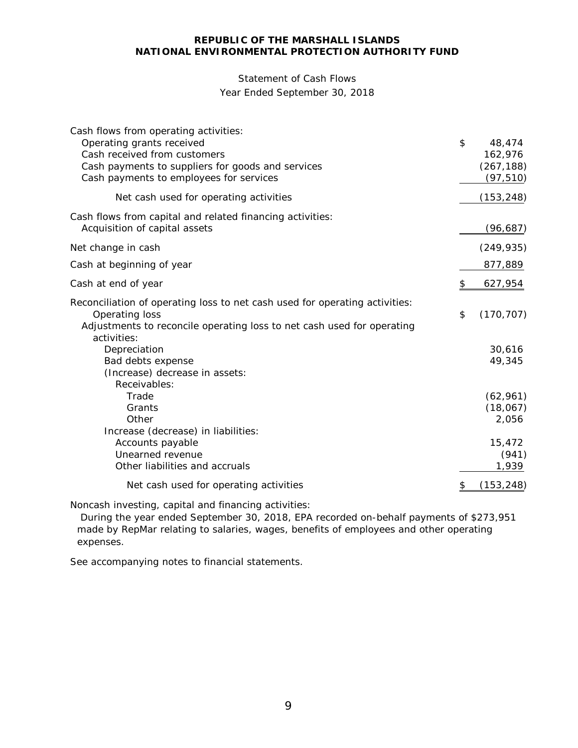**REPUBLIC OF THE MARSHALL ISLANDS**
**NATIONAL ENVIRONMENTAL PROTECTION AUTHORITY FUND**

Statement of Cash Flows
Year Ended September 30, 2018

| | |
|---|---|
| Cash flows from operating activities: | |
| Operating grants received | $ 48,474 |
| Cash received from customers | 162,976 |
| Cash payments to suppliers for goods and services | (267,188) |
| Cash payments to employees for services | (97,510) |
| Net cash used for operating activities | (153,248) |
| Cash flows from capital and related financing activities: | |
| Acquisition of capital assets | (96,687) |
| Net change in cash | (249,935) |
| Cash at beginning of year | 877,889 |
| Cash at end of year | $ 627,954 |
| Reconciliation of operating loss to net cash used for operating activities: | |
| Operating loss | $ (170,707) |
| Adjustments to reconcile operating loss to net cash used for operating activities: | |
| Depreciation | 30,616 |
| Bad debts expense | 49,345 |
| (Increase) decrease in assets: | |
| Receivables: | |
| Trade | (62,961) |
| Grants | (18,067) |
| Other | 2,056 |
| Increase (decrease) in liabilities: | |
| Accounts payable | 15,472 |
| Unearned revenue | (941) |
| Other liabilities and accruals | 1,939 |
| Net cash used for operating activities | $ (153,248) |

Noncash investing, capital and financing activities:

During the year ended September 30, 2018, EPA recorded on-behalf payments of $273,951 made by RepMar relating to salaries, wages, benefits of employees and other operating expenses.

See accompanying notes to financial statements.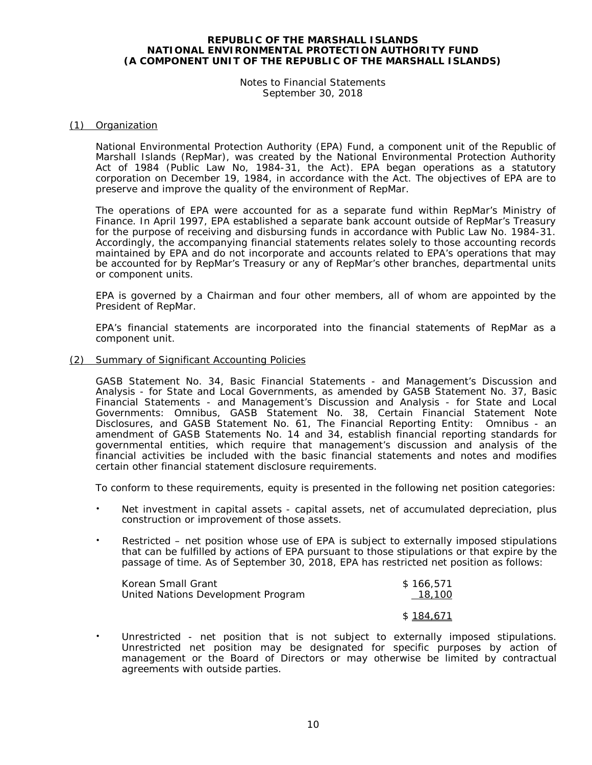**REPUBLIC OF THE MARSHALL ISLANDS**
**NATIONAL ENVIRONMENTAL PROTECTION AUTHORITY FUND**
**(A COMPONENT UNIT OF THE REPUBLIC OF THE MARSHALL ISLANDS)**

Notes to Financial Statements
September 30, 2018

## (1) Organization

National Environmental Protection Authority (EPA) Fund, a component unit of the Republic of Marshall Islands (RepMar), was created by the National Environmental Protection Authority Act of 1984 (Public Law No, 1984-31, the Act). EPA began operations as a statutory corporation on December 19, 1984, in accordance with the Act. The objectives of EPA are to preserve and improve the quality of the environment of RepMar.

The operations of EPA were accounted for as a separate fund within RepMar's Ministry of Finance. In April 1997, EPA established a separate bank account outside of RepMar's Treasury for the purpose of receiving and disbursing funds in accordance with Public Law No. 1984-31. Accordingly, the accompanying financial statements relates solely to those accounting records maintained by EPA and do not incorporate and accounts related to EPA's operations that may be accounted for by RepMar's Treasury or any of RepMar's other branches, departmental units or component units.

EPA is governed by a Chairman and four other members, all of whom are appointed by the President of RepMar.

EPA's financial statements are incorporated into the financial statements of RepMar as a component unit.

## (2) Summary of Significant Accounting Policies

GASB Statement No. 34, Basic Financial Statements - and Management's Discussion and Analysis - for State and Local Governments, as amended by GASB Statement No. 37, Basic Financial Statements - and Management's Discussion and Analysis - for State and Local Governments: Omnibus, GASB Statement No. 38, Certain Financial Statement Note Disclosures, and GASB Statement No. 61, The Financial Reporting Entity: Omnibus - an amendment of GASB Statements No. 14 and 34, establish financial reporting standards for governmental entities, which require that management's discussion and analysis of the financial activities be included with the basic financial statements and notes and modifies certain other financial statement disclosure requirements.

To conform to these requirements, equity is presented in the following net position categories:

- Net investment in capital assets - capital assets, net of accumulated depreciation, plus construction or improvement of those assets.

- Restricted – net position whose use of EPA is subject to externally imposed stipulations that can be fulfilled by actions of EPA pursuant to those stipulations or that expire by the passage of time. As of September 30, 2018, EPA has restricted net position as follows:

| | |
|---|---|
| Korean Small Grant | $ 166,571 |
| United Nations Development Program | 18,100 |
| | $ 184,671 |

- Unrestricted - net position that is not subject to externally imposed stipulations. Unrestricted net position may be designated for specific purposes by action of management or the Board of Directors or may otherwise be limited by contractual agreements with outside parties.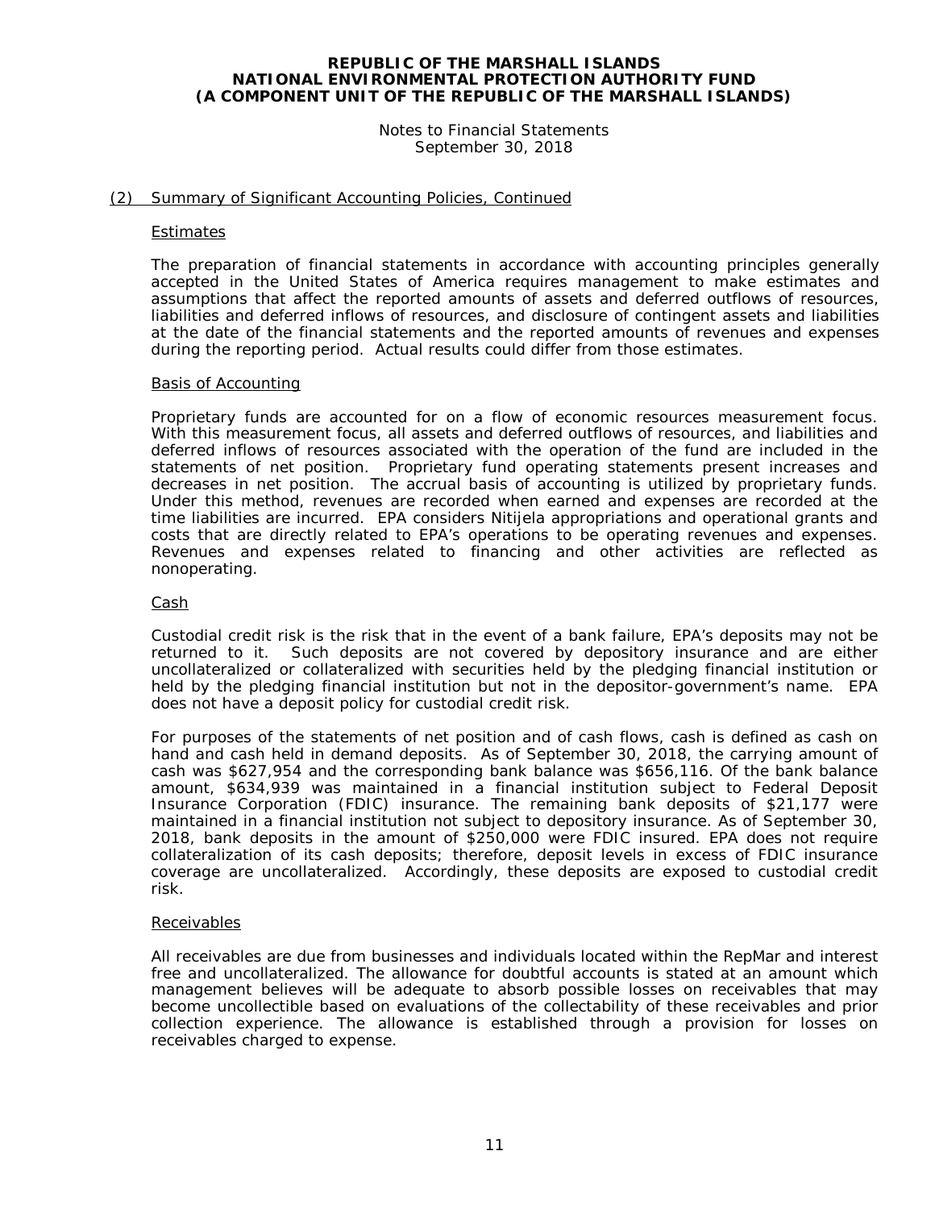## (2) Summary of Significant Accounting Policies, Continued

### Estimates

The preparation of financial statements in accordance with accounting principles generally accepted in the United States of America requires management to make estimates and assumptions that affect the reported amounts of assets and deferred outflows of resources, liabilities and deferred inflows of resources, and disclosure of contingent assets and liabilities at the date of the financial statements and the reported amounts of revenues and expenses during the reporting period. Actual results could differ from those estimates.

### Basis of Accounting

Proprietary funds are accounted for on a flow of economic resources measurement focus. With this measurement focus, all assets and deferred outflows of resources, and liabilities and deferred inflows of resources associated with the operation of the fund are included in the statements of net position. Proprietary fund operating statements present increases and decreases in net position. The accrual basis of accounting is utilized by proprietary funds. Under this method, revenues are recorded when earned and expenses are recorded at the time liabilities are incurred. EPA considers Nitijela appropriations and operational grants and costs that are directly related to EPA's operations to be operating revenues and expenses. Revenues and expenses related to financing and other activities are reflected as nonoperating.

### Cash

Custodial credit risk is the risk that in the event of a bank failure, EPA's deposits may not be returned to it. Such deposits are not covered by depository insurance and are either uncollateralized or collateralized with securities held by the pledging financial institution or held by the pledging financial institution but not in the depositor-government's name. EPA does not have a deposit policy for custodial credit risk.

For purposes of the statements of net position and of cash flows, cash is defined as cash on hand and cash held in demand deposits. As of September 30, 2018, the carrying amount of cash was $627,954 and the corresponding bank balance was $656,116. Of the bank balance amount, $634,939 was maintained in a financial institution subject to Federal Deposit Insurance Corporation (FDIC) insurance. The remaining bank deposits of $21,177 were maintained in a financial institution not subject to depository insurance. As of September 30, 2018, bank deposits in the amount of $250,000 were FDIC insured. EPA does not require collateralization of its cash deposits; therefore, deposit levels in excess of FDIC insurance coverage are uncollateralized. Accordingly, these deposits are exposed to custodial credit risk.

### Receivables

All receivables are due from businesses and individuals located within the RepMar and interest free and uncollateralized. The allowance for doubtful accounts is stated at an amount which management believes will be adequate to absorb possible losses on receivables that may become uncollectible based on evaluations of the collectability of these receivables and prior collection experience. The allowance is established through a provision for losses on receivables charged to expense.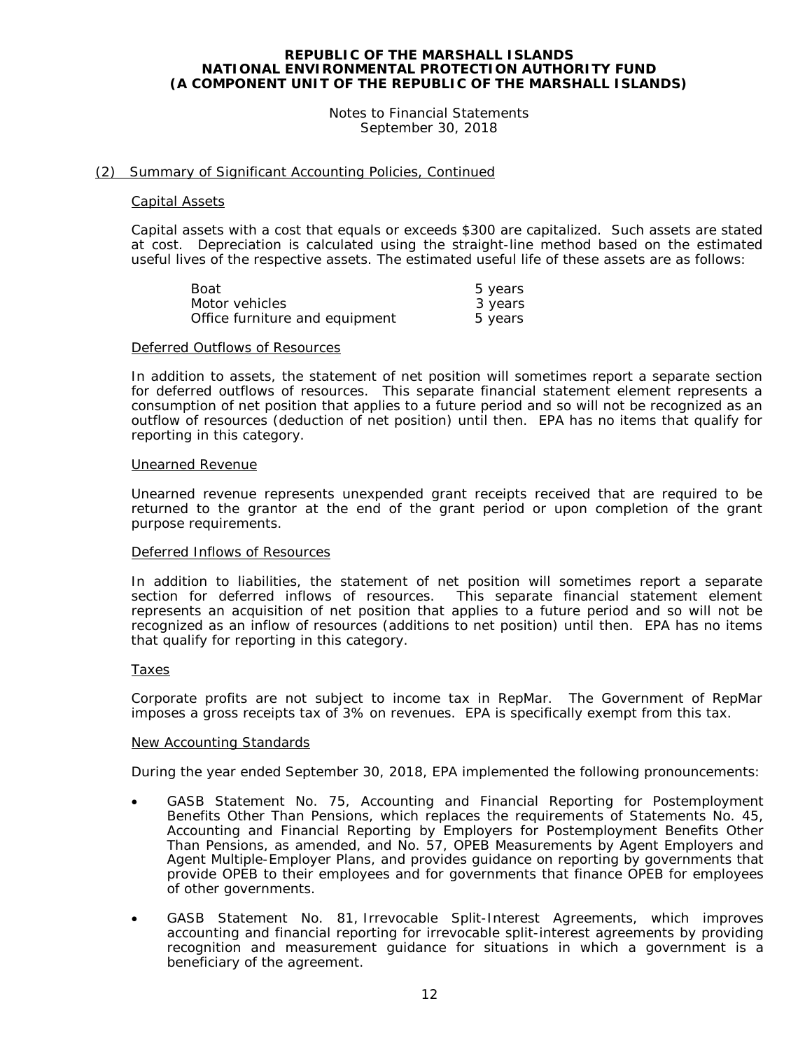**REPUBLIC OF THE MARSHALL ISLANDS**
**NATIONAL ENVIRONMENTAL PROTECTION AUTHORITY FUND**
**(A COMPONENT UNIT OF THE REPUBLIC OF THE MARSHALL ISLANDS)**

Notes to Financial Statements
September 30, 2018

## (2) Summary of Significant Accounting Policies, Continued

### Capital Assets

Capital assets with a cost that equals or exceeds $300 are capitalized. Such assets are stated at cost. Depreciation is calculated using the straight-line method based on the estimated useful lives of the respective assets. The estimated useful life of these assets are as follows:

| | |
|---|---|
| Boat | 5 years |
| Motor vehicles | 3 years |
| Office furniture and equipment | 5 years |

### Deferred Outflows of Resources

In addition to assets, the statement of net position will sometimes report a separate section for deferred outflows of resources. This separate financial statement element represents a consumption of net position that applies to a future period and so will not be recognized as an outflow of resources (deduction of net position) until then. EPA has no items that qualify for reporting in this category.

### Unearned Revenue

Unearned revenue represents unexpended grant receipts received that are required to be returned to the grantor at the end of the grant period or upon completion of the grant purpose requirements.

### Deferred Inflows of Resources

In addition to liabilities, the statement of net position will sometimes report a separate section for deferred inflows of resources. This separate financial statement element represents an acquisition of net position that applies to a future period and so will not be recognized as an inflow of resources (additions to net position) until then. EPA has no items that qualify for reporting in this category.

### Taxes

Corporate profits are not subject to income tax in RepMar. The Government of RepMar imposes a gross receipts tax of 3% on revenues. EPA is specifically exempt from this tax.

### New Accounting Standards

During the year ended September 30, 2018, EPA implemented the following pronouncements:

- GASB Statement No. 75, Accounting and Financial Reporting for Postemployment Benefits Other Than Pensions, which replaces the requirements of Statements No. 45, Accounting and Financial Reporting by Employers for Postemployment Benefits Other Than Pensions, as amended, and No. 57, OPEB Measurements by Agent Employers and Agent Multiple-Employer Plans, and provides guidance on reporting by governments that provide OPEB to their employees and for governments that finance OPEB for employees of other governments.

- GASB Statement No. 81, Irrevocable Split-Interest Agreements, which improves accounting and financial reporting for irrevocable split-interest agreements by providing recognition and measurement guidance for situations in which a government is a beneficiary of the agreement.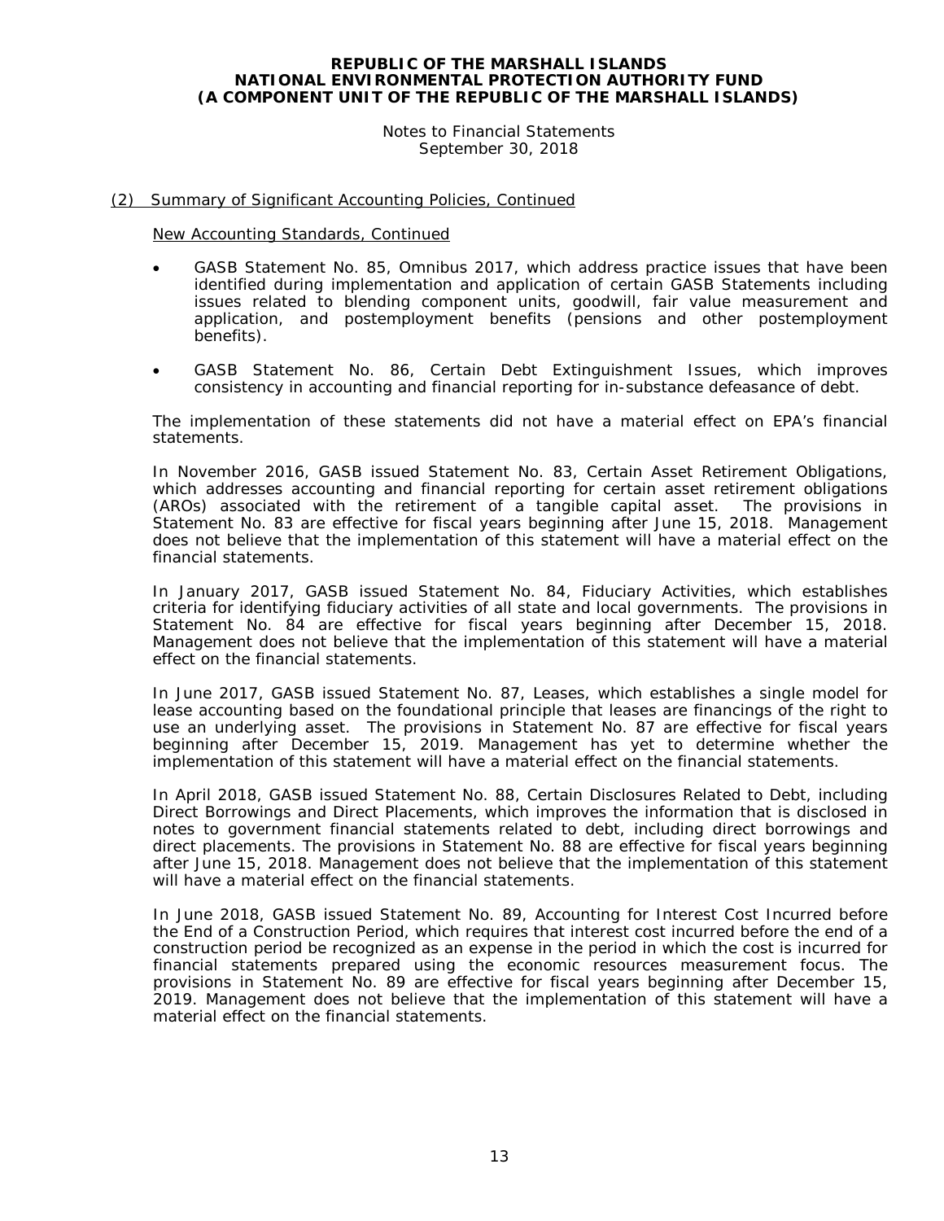**REPUBLIC OF THE MARSHALL ISLANDS**
**NATIONAL ENVIRONMENTAL PROTECTION AUTHORITY FUND**
**(A COMPONENT UNIT OF THE REPUBLIC OF THE MARSHALL ISLANDS)**

Notes to Financial Statements
September 30, 2018

(2) Summary of Significant Accounting Policies, Continued

New Accounting Standards, Continued

- GASB Statement No. 85, Omnibus 2017, which address practice issues that have been identified during implementation and application of certain GASB Statements including issues related to blending component units, goodwill, fair value measurement and application, and postemployment benefits (pensions and other postemployment benefits).
- GASB Statement No. 86, Certain Debt Extinguishment Issues, which improves consistency in accounting and financial reporting for in-substance defeasance of debt.

The implementation of these statements did not have a material effect on EPA's financial statements.

In November 2016, GASB issued Statement No. 83, Certain Asset Retirement Obligations, which addresses accounting and financial reporting for certain asset retirement obligations (AROs) associated with the retirement of a tangible capital asset. The provisions in Statement No. 83 are effective for fiscal years beginning after June 15, 2018. Management does not believe that the implementation of this statement will have a material effect on the financial statements.

In January 2017, GASB issued Statement No. 84, Fiduciary Activities, which establishes criteria for identifying fiduciary activities of all state and local governments. The provisions in Statement No. 84 are effective for fiscal years beginning after December 15, 2018. Management does not believe that the implementation of this statement will have a material effect on the financial statements.

In June 2017, GASB issued Statement No. 87, Leases, which establishes a single model for lease accounting based on the foundational principle that leases are financings of the right to use an underlying asset. The provisions in Statement No. 87 are effective for fiscal years beginning after December 15, 2019. Management has yet to determine whether the implementation of this statement will have a material effect on the financial statements.

In April 2018, GASB issued Statement No. 88, Certain Disclosures Related to Debt, including Direct Borrowings and Direct Placements, which improves the information that is disclosed in notes to government financial statements related to debt, including direct borrowings and direct placements. The provisions in Statement No. 88 are effective for fiscal years beginning after June 15, 2018. Management does not believe that the implementation of this statement will have a material effect on the financial statements.

In June 2018, GASB issued Statement No. 89, Accounting for Interest Cost Incurred before the End of a Construction Period, which requires that interest cost incurred before the end of a construction period be recognized as an expense in the period in which the cost is incurred for financial statements prepared using the economic resources measurement focus. The provisions in Statement No. 89 are effective for fiscal years beginning after December 15, 2019. Management does not believe that the implementation of this statement will have a material effect on the financial statements.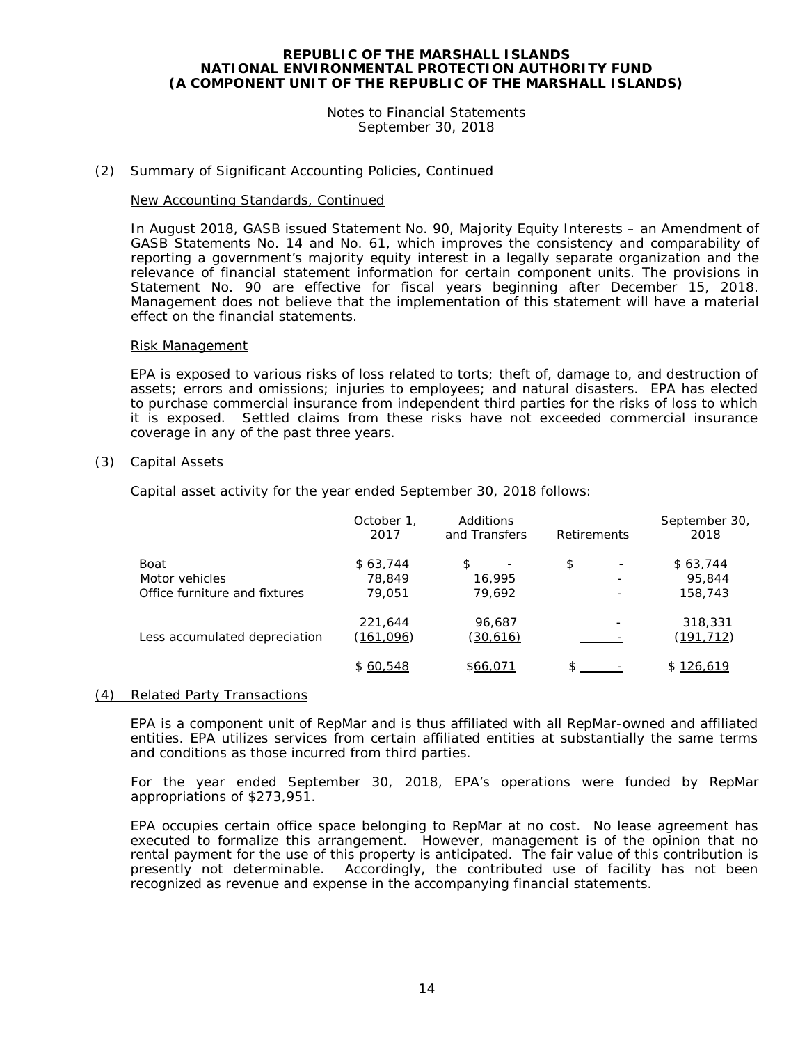**REPUBLIC OF THE MARSHALL ISLANDS**
**NATIONAL ENVIRONMENTAL PROTECTION AUTHORITY FUND**
**(A COMPONENT UNIT OF THE REPUBLIC OF THE MARSHALL ISLANDS)**

Notes to Financial Statements
September 30, 2018

## (2) Summary of Significant Accounting Policies, Continued

### New Accounting Standards, Continued

In August 2018, GASB issued Statement No. 90, Majority Equity Interests – an Amendment of GASB Statements No. 14 and No. 61, which improves the consistency and comparability of reporting a government's majority equity interest in a legally separate organization and the relevance of financial statement information for certain component units. The provisions in Statement No. 90 are effective for fiscal years beginning after December 15, 2018. Management does not believe that the implementation of this statement will have a material effect on the financial statements.

### Risk Management

EPA is exposed to various risks of loss related to torts; theft of, damage to, and destruction of assets; errors and omissions; injuries to employees; and natural disasters. EPA has elected to purchase commercial insurance from independent third parties for the risks of loss to which it is exposed. Settled claims from these risks have not exceeded commercial insurance coverage in any of the past three years.

## (3) Capital Assets

Capital asset activity for the year ended September 30, 2018 follows:

| | October 1, 2017 | Additions and Transfers | Retirements | September 30, 2018 |
|---|---|---|---|---|
| Boat | $ 63,744 | $ - | $ - | $ 63,744 |
| Motor vehicles | 78,849 | 16,995 | - | 95,844 |
| Office furniture and fixtures | 79,051 | 79,692 | - | 158,743 |
| | 221,644 | 96,687 | - | 318,331 |
| Less accumulated depreciation | (161,096) | (30,616) | - | (191,712) |
| | $ 60,548 | $66,071 | $ - | $ 126,619 |

## (4) Related Party Transactions

EPA is a component unit of RepMar and is thus affiliated with all RepMar-owned and affiliated entities. EPA utilizes services from certain affiliated entities at substantially the same terms and conditions as those incurred from third parties.

For the year ended September 30, 2018, EPA's operations were funded by RepMar appropriations of $273,951.

EPA occupies certain office space belonging to RepMar at no cost. No lease agreement has executed to formalize this arrangement. However, management is of the opinion that no rental payment for the use of this property is anticipated. The fair value of this contribution is presently not determinable. Accordingly, the contributed use of facility has not been recognized as revenue and expense in the accompanying financial statements.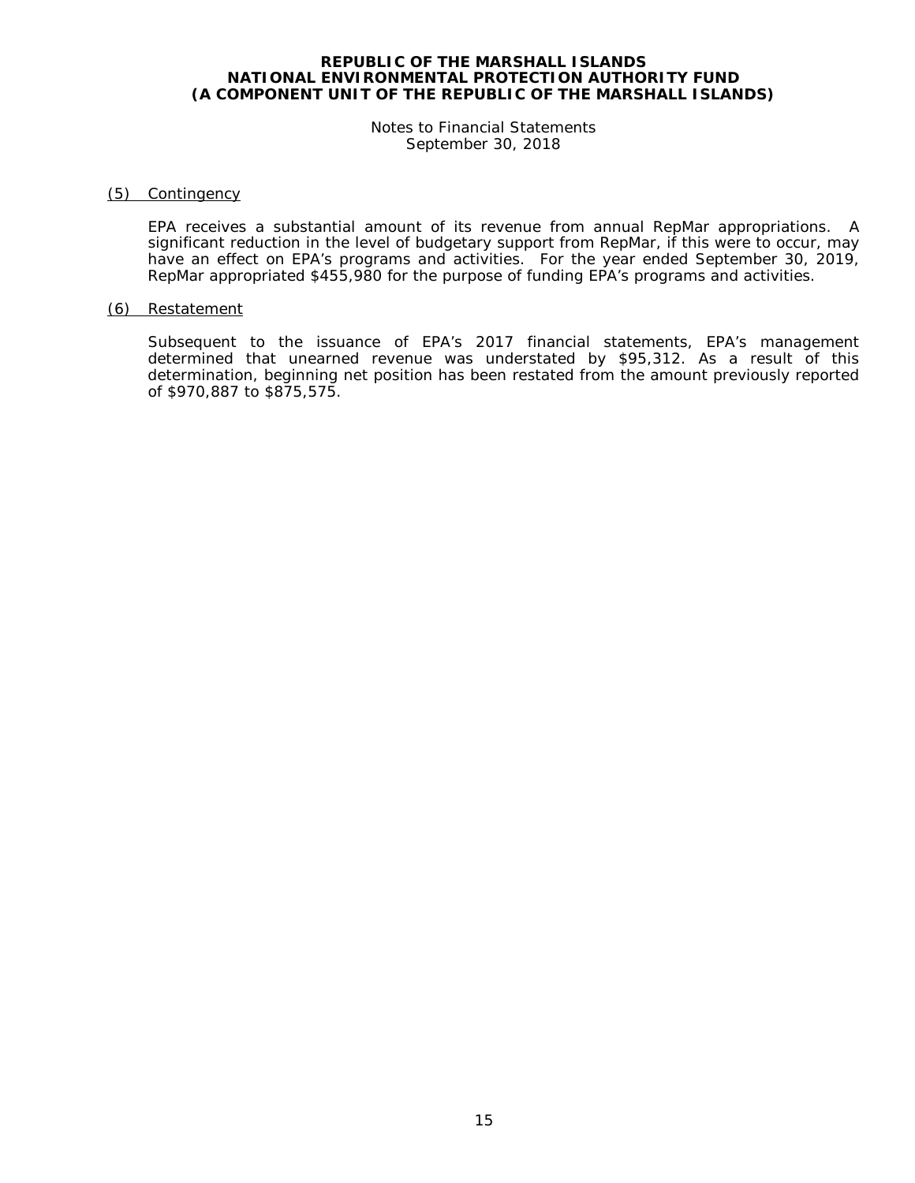## (5) Contingency

EPA receives a substantial amount of its revenue from annual RepMar appropriations. A significant reduction in the level of budgetary support from RepMar, if this were to occur, may have an effect on EPA's programs and activities. For the year ended September 30, 2019, RepMar appropriated $455,980 for the purpose of funding EPA's programs and activities.

## (6) Restatement

Subsequent to the issuance of EPA's 2017 financial statements, EPA's management determined that unearned revenue was understated by $95,312. As a result of this determination, beginning net position has been restated from the amount previously reported of $970,887 to $875,575.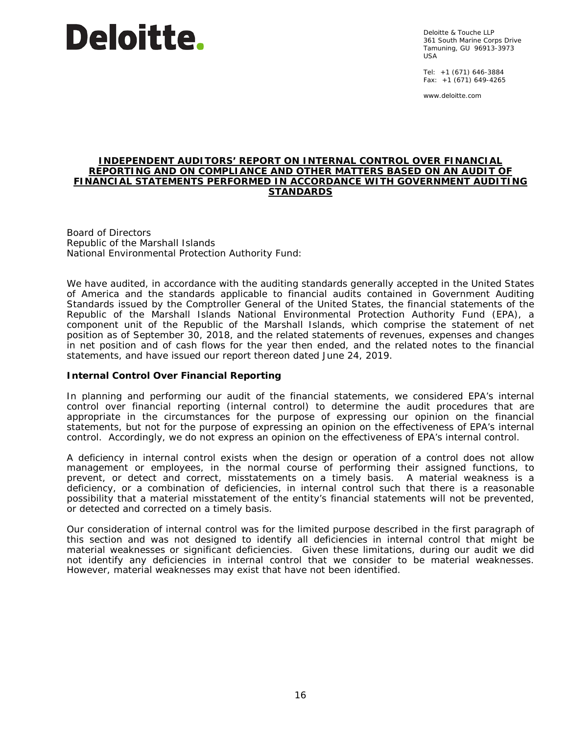**Deloitte.**

Deloitte & Touche LLP
361 South Marine Corps Drive
Tamuning, GU 96913-3973
USA

Tel: +1 (671) 646-3884
Fax: +1 (671) 649-4265

www.deloitte.com

## INDEPENDENT AUDITORS' REPORT ON INTERNAL CONTROL OVER FINANCIAL REPORTING AND ON COMPLIANCE AND OTHER MATTERS BASED ON AN AUDIT OF FINANCIAL STATEMENTS PERFORMED IN ACCORDANCE WITH GOVERNMENT AUDITING STANDARDS

Board of Directors
Republic of the Marshall Islands
National Environmental Protection Authority Fund:

We have audited, in accordance with the auditing standards generally accepted in the United States of America and the standards applicable to financial audits contained in Government Auditing Standards issued by the Comptroller General of the United States, the financial statements of the Republic of the Marshall Islands National Environmental Protection Authority Fund (EPA), a component unit of the Republic of the Marshall Islands, which comprise the statement of net position as of September 30, 2018, and the related statements of revenues, expenses and changes in net position and of cash flows for the year then ended, and the related notes to the financial statements, and have issued our report thereon dated June 24, 2019.

### Internal Control Over Financial Reporting

In planning and performing our audit of the financial statements, we considered EPA's internal control over financial reporting (internal control) to determine the audit procedures that are appropriate in the circumstances for the purpose of expressing our opinion on the financial statements, but not for the purpose of expressing an opinion on the effectiveness of EPA's internal control. Accordingly, we do not express an opinion on the effectiveness of EPA's internal control.

A deficiency in internal control exists when the design or operation of a control does not allow management or employees, in the normal course of performing their assigned functions, to prevent, or detect and correct, misstatements on a timely basis. A material weakness is a deficiency, or a combination of deficiencies, in internal control such that there is a reasonable possibility that a material misstatement of the entity's financial statements will not be prevented, or detected and corrected on a timely basis.

Our consideration of internal control was for the limited purpose described in the first paragraph of this section and was not designed to identify all deficiencies in internal control that might be material weaknesses or significant deficiencies. Given these limitations, during our audit we did not identify any deficiencies in internal control that we consider to be material weaknesses. However, material weaknesses may exist that have not been identified.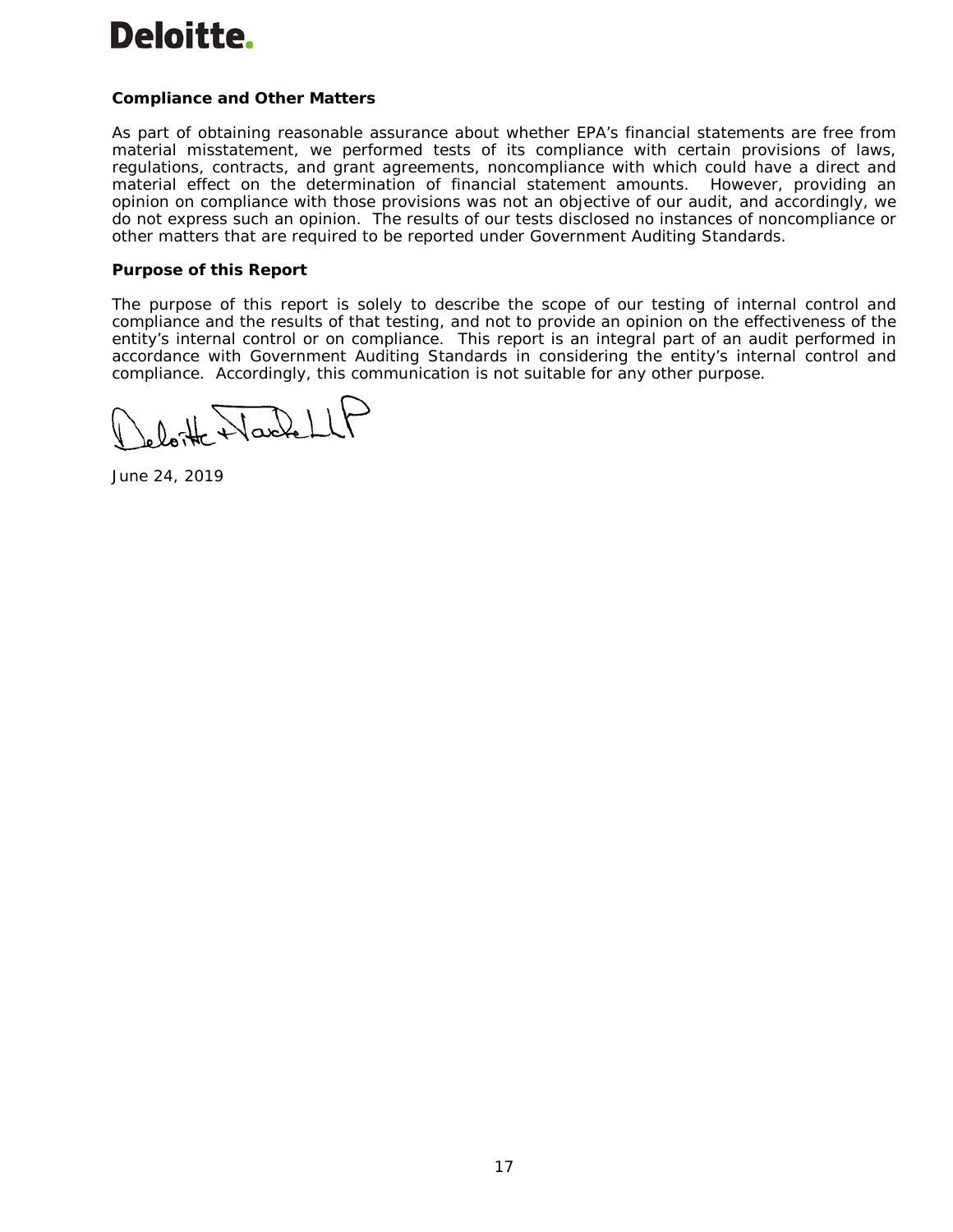**Compliance and Other Matters**

As part of obtaining reasonable assurance about whether EPA's financial statements are free from material misstatement, we performed tests of its compliance with certain provisions of laws, regulations, contracts, and grant agreements, noncompliance with which could have a direct and material effect on the determination of financial statement amounts. However, providing an opinion on compliance with those provisions was not an objective of our audit, and accordingly, we do not express such an opinion. The results of our tests disclosed no instances of noncompliance or other matters that are required to be reported under Government Auditing Standards.

**Purpose of this Report**

The purpose of this report is solely to describe the scope of our testing of internal control and compliance and the results of that testing, and not to provide an opinion on the effectiveness of the entity's internal control or on compliance. This report is an integral part of an audit performed in accordance with Government Auditing Standards in considering the entity's internal control and compliance. Accordingly, this communication is not suitable for any other purpose.

Deloitte & Touche LLP

June 24, 2019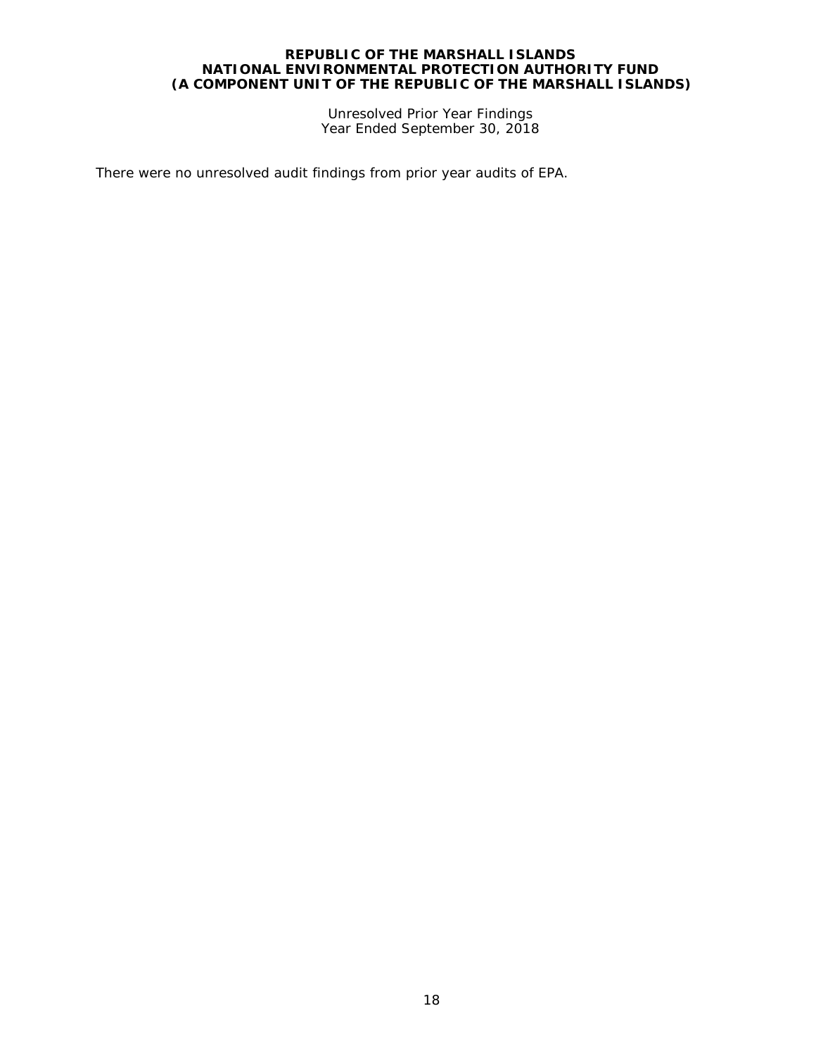**REPUBLIC OF THE MARSHALL ISLANDS**
**NATIONAL ENVIRONMENTAL PROTECTION AUTHORITY FUND**
**(A COMPONENT UNIT OF THE REPUBLIC OF THE MARSHALL ISLANDS)**

Unresolved Prior Year Findings
Year Ended September 30, 2018

There were no unresolved audit findings from prior year audits of EPA.